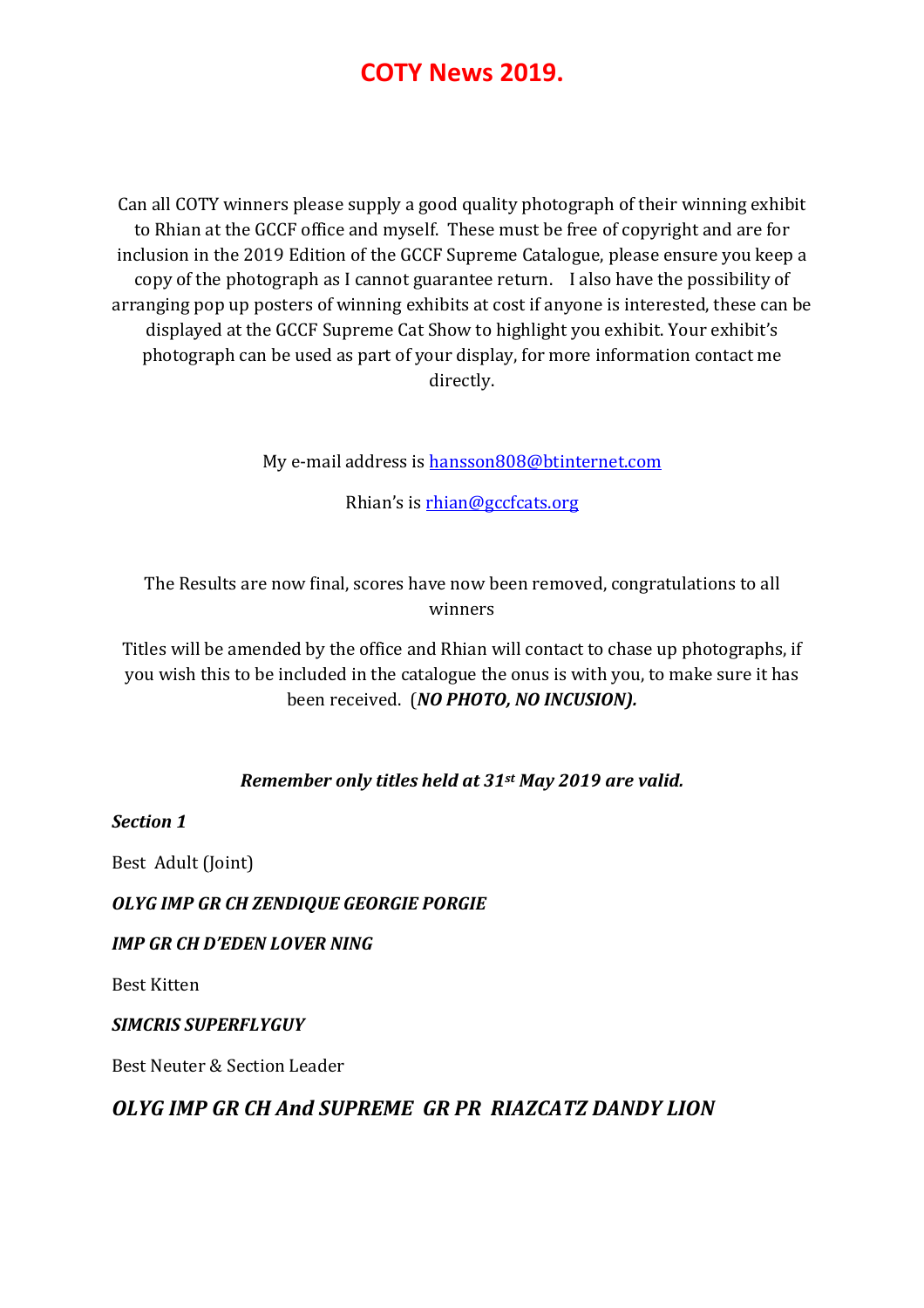# COTY News 2019.

Can all COTY winners please supply a good quality photograph of their winning exhibit to Rhian at the GCCF office and myself. These must be free of copyright and are for inclusion in the 2019 Edition of the GCCF Supreme Catalogue, please ensure you keep a copy of the photograph as I cannot guarantee return. I also have the possibility of arranging pop up posters of winning exhibits at cost if anyone is interested, these can be displayed at the GCCF Supreme Cat Show to highlight you exhibit. Your exhibit's photograph can be used as part of your display, for more information contact me directly.

My e-mail address is hansson808@btinternet.com

Rhian's is rhian@gccfcats.org

The Results are now final, scores have now been removed, congratulations to all winners

Titles will be amended by the office and Rhian will contact to chase up photographs, if you wish this to be included in the catalogue the onus is with you, to make sure it has been received. (***NO PHOTO, NO INCUSION).***

***Remember only titles held at 31st May 2019 are valid.***

***Section 1***

Best Adult (Joint)

***OLYG IMP GR CH ZENDIQUE GEORGIE PORGIE***

***IMP GR CH D'EDEN LOVER NING***

Best Kitten

***SIMCRIS SUPERFLYGUY***

Best Neuter & Section Leader

***OLYG IMP GR CH And SUPREME GR PR RIAZCATZ DANDY LION***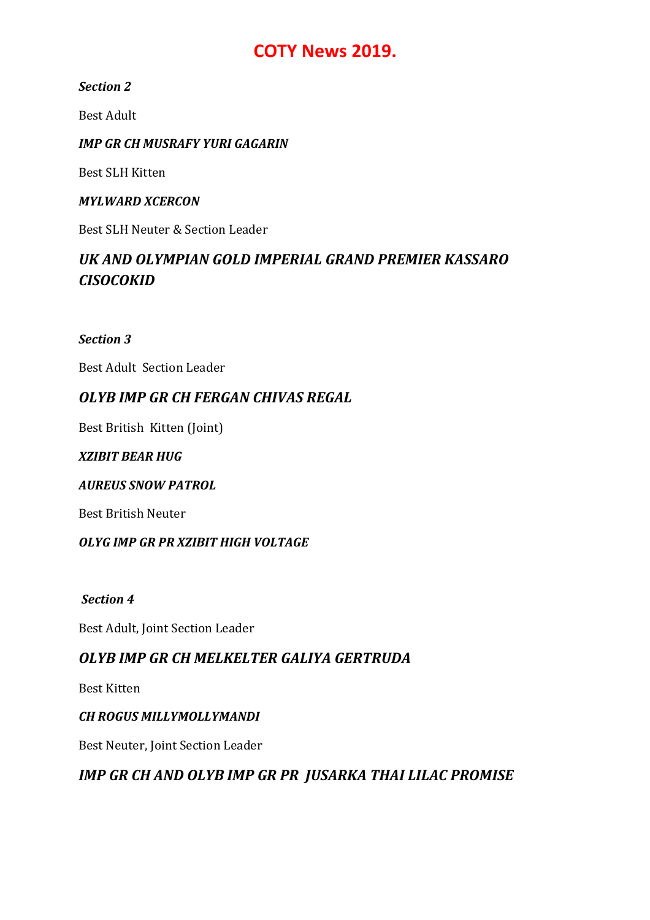# COTY News 2019.

***Section 2***

Best Adult

***IMP GR CH MUSRAFY YURI GAGARIN***

Best SLH Kitten

***MYLWARD XCERCON***

Best SLH Neuter & Section Leader

## *UK AND OLYMPIAN GOLD IMPERIAL GRAND PREMIER KASSARO CISOCOKID*

***Section 3***

Best Adult Section Leader

## *OLYB IMP GR CH FERGAN CHIVAS REGAL*

Best British Kitten (Joint)

***XZIBIT BEAR HUG***

***AUREUS SNOW PATROL***

Best British Neuter

***OLYG IMP GR PR XZIBIT HIGH VOLTAGE***

***Section 4***

Best Adult, Joint Section Leader

## *OLYB IMP GR CH MELKELTER GALIYA GERTRUDA*

Best Kitten

***CH ROGUS MILLYMOLLYMANDI***

Best Neuter, Joint Section Leader

## *IMP GR CH AND OLYB IMP GR PR JUSARKA THAI LILAC PROMISE*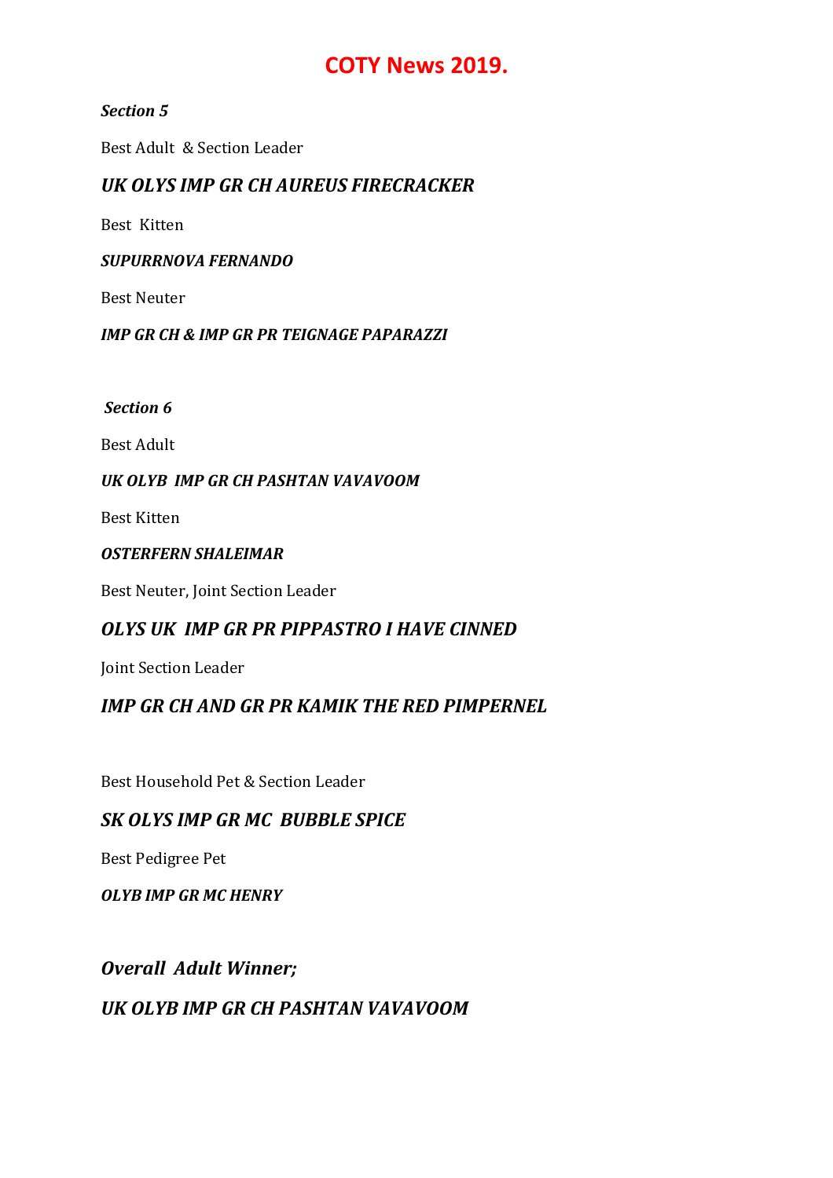# COTY News 2019.

***Section 5***

Best Adult & Section Leader

### *UK OLYS IMP GR CH AUREUS FIRECRACKER*

Best Kitten

***SUPURRNOVA FERNANDO***

Best Neuter

***IMP GR CH & IMP GR PR TEIGNAGE PAPARAZZI***

***Section 6***

Best Adult

***UK OLYB IMP GR CH PASHTAN VAVAVOOM***

Best Kitten

***OSTERFERN SHALEIMAR***

Best Neuter, Joint Section Leader

### *OLYS UK IMP GR PR PIPPASTRO I HAVE CINNED*

Joint Section Leader

### *IMP GR CH AND GR PR KAMIK THE RED PIMPERNEL*

Best Household Pet & Section Leader

### *SK OLYS IMP GR MC BUBBLE SPICE*

Best Pedigree Pet

***OLYB IMP GR MC HENRY***

### *Overall Adult Winner;*

### *UK OLYB IMP GR CH PASHTAN VAVAVOOM*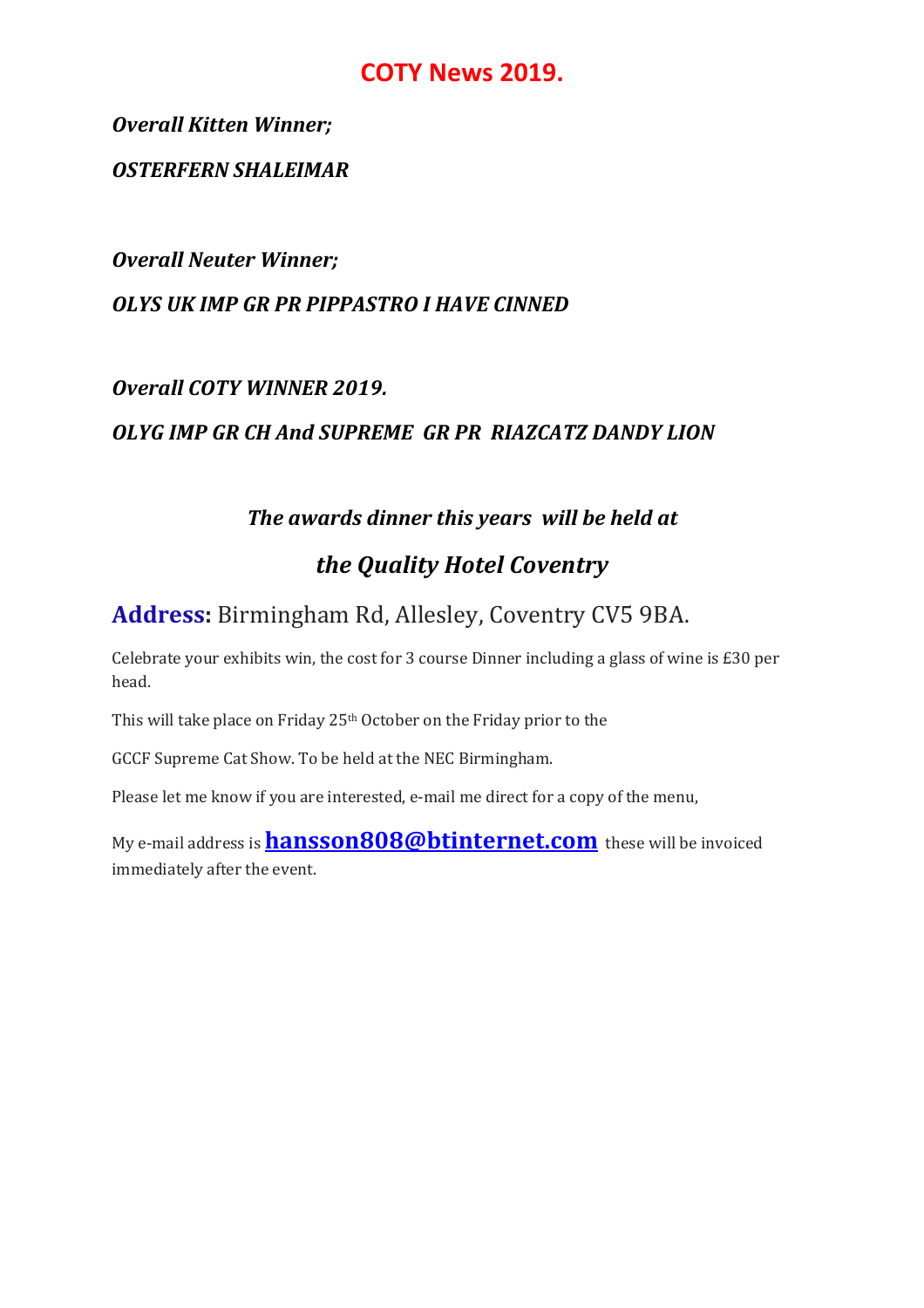# COTY News 2019.

***Overall Kitten Winner;***

***OSTERFERN SHALEIMAR***

***Overall Neuter Winner;***

***OLYS UK IMP GR PR PIPPASTRO I HAVE CINNED***

***Overall COTY WINNER 2019.***

***OLYG IMP GR CH And SUPREME GR PR RIAZCATZ DANDY LION***

***The awards dinner this years will be held at***

## ***the Quality Hotel Coventry***

**Address:** Birmingham Rd, Allesley, Coventry CV5 9BA.

Celebrate your exhibits win, the cost for 3 course Dinner including a glass of wine is £30 per head.

This will take place on Friday 25th October on the Friday prior to the

GCCF Supreme Cat Show. To be held at the NEC Birmingham.

Please let me know if you are interested, e-mail me direct for a copy of the menu,

My e-mail address is **hansson808@btinternet.com** these will be invoiced immediately after the event.